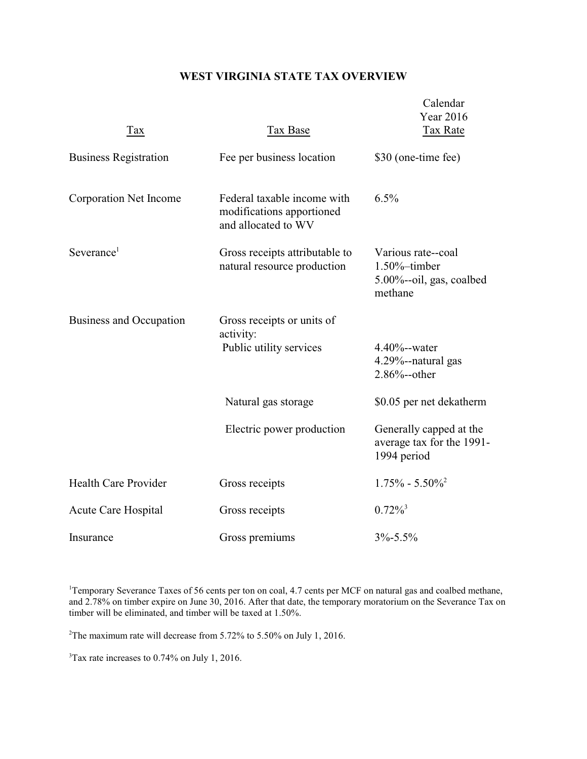# WEST VIRGINIA STATE TAX OVERVIEW

| Tax | Tax Base | Calendar Year 2016 Tax Rate |
|---|---|---|
| Business Registration | Fee per business location | \$30 (one-time fee) |
| Corporation Net Income | Federal taxable income with modifications apportioned and allocated to WV | 6.5% |
| Severance[1] | Gross receipts attributable to natural resource production | Various rate--coal<br>1.50%–timber<br>5.00%--oil, gas, coalbed methane |
| Business and Occupation | Gross receipts or units of activity: | |
| | Public utility services | 4.40%--water<br>4.29%--natural gas<br>2.86%--other |
| | Natural gas storage | \$0.05 per net dekatherm |
| | Electric power production | Generally capped at the average tax for the 1991-1994 period |
| Health Care Provider | Gross receipts | 1.75% - 5.50%[2] |
| Acute Care Hospital | Gross receipts | 0.72%[3] |
| Insurance | Gross premiums | 3%-5.5% |

[1]Temporary Severance Taxes of 56 cents per ton on coal, 4.7 cents per MCF on natural gas and coalbed methane, and 2.78% on timber expire on June 30, 2016. After that date, the temporary moratorium on the Severance Tax on timber will be eliminated, and timber will be taxed at 1.50%.

[2]The maximum rate will decrease from 5.72% to 5.50% on July 1, 2016.

[3]Tax rate increases to 0.74% on July 1, 2016.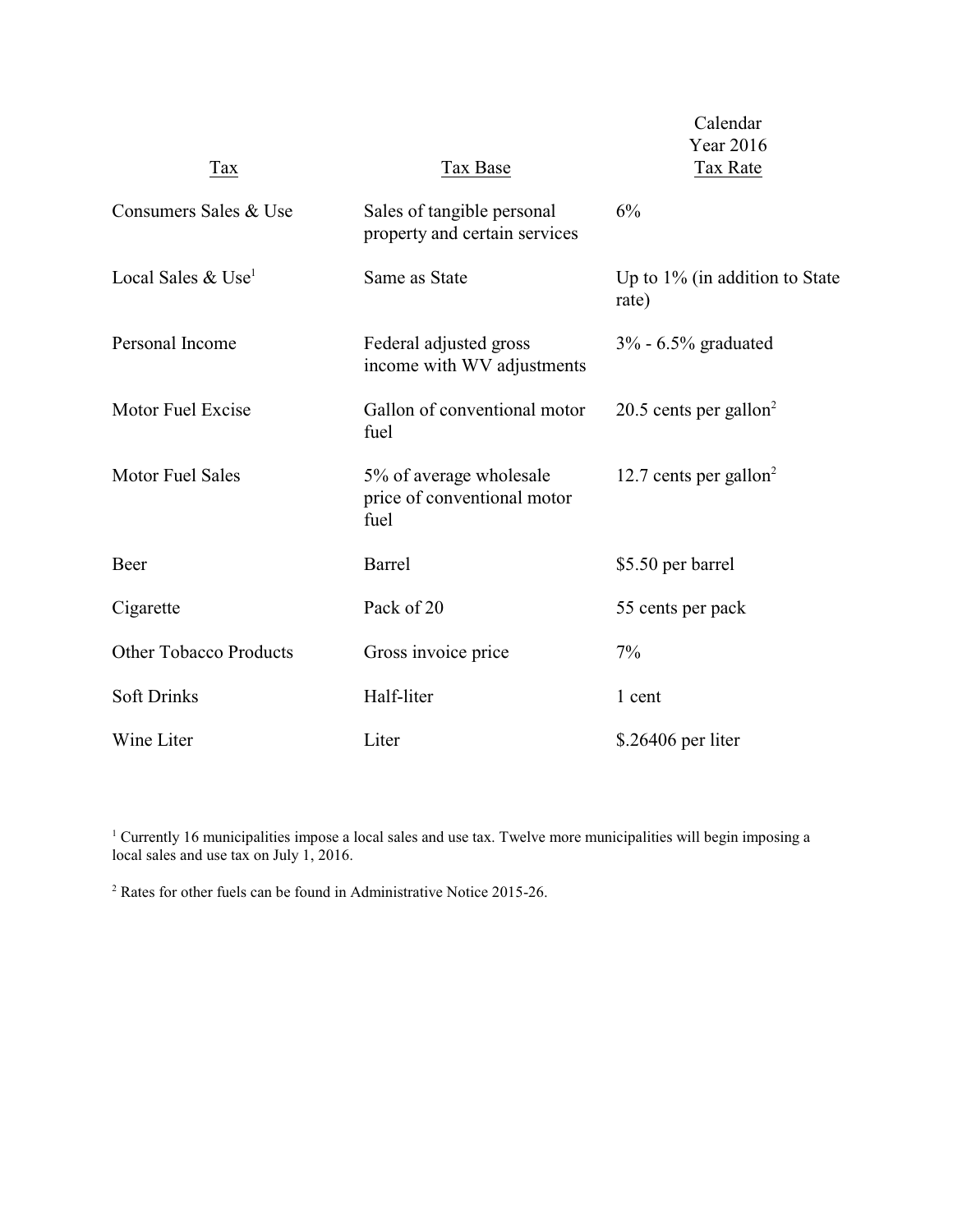| Tax | Tax Base | Calendar Year 2016 Tax Rate |
| --- | --- | --- |
| Consumers Sales & Use | Sales of tangible personal property and certain services | 6% |
| Local Sales & Use[1] | Same as State | Up to 1% (in addition to State rate) |
| Personal Income | Federal adjusted gross income with WV adjustments | 3% - 6.5% graduated |
| Motor Fuel Excise | Gallon of conventional motor fuel | 20.5 cents per gallon[2] |
| Motor Fuel Sales | 5% of average wholesale price of conventional motor fuel | 12.7 cents per gallon[2] |
| Beer | Barrel | $5.50 per barrel |
| Cigarette | Pack of 20 | 55 cents per pack |
| Other Tobacco Products | Gross invoice price | 7% |
| Soft Drinks | Half-liter | 1 cent |
| Wine Liter | Liter | $.26406 per liter |

[1] Currently 16 municipalities impose a local sales and use tax. Twelve more municipalities will begin imposing a local sales and use tax on July 1, 2016.

[2] Rates for other fuels can be found in Administrative Notice 2015-26.